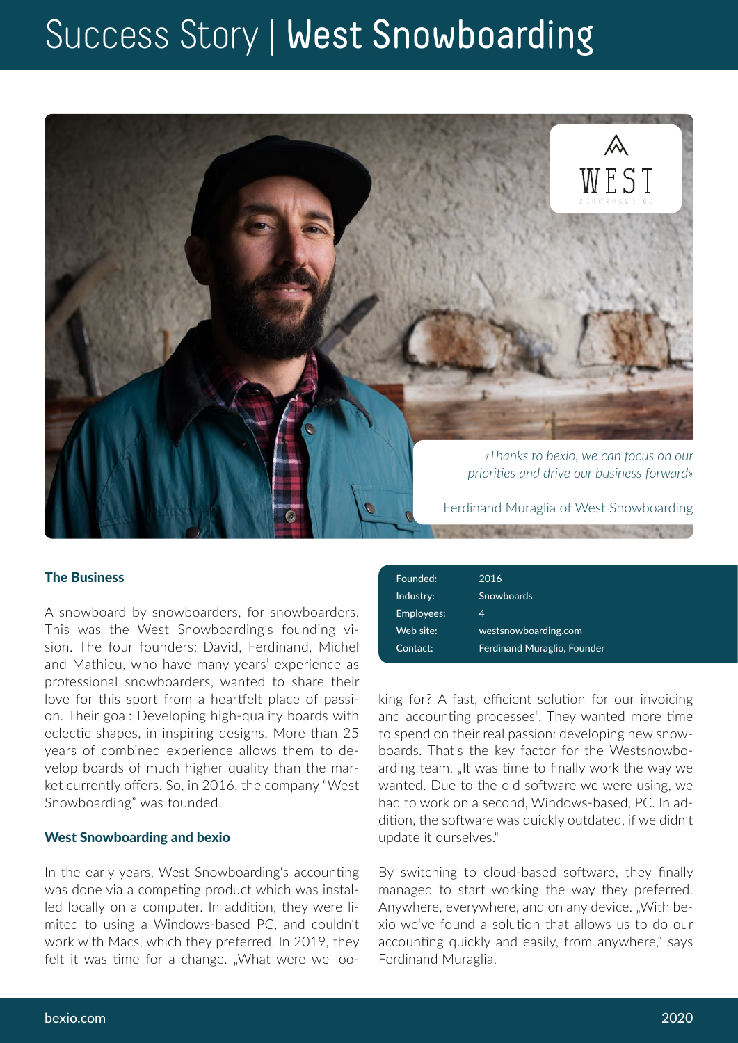# Success Story | West Snowboarding

*«Thanks to bexio, we can focus on our priorities and drive our business forward»*

Ferdinand Muraglia of West Snowboarding

| | |
|---|---|
| Founded: | 2016 |
| Industry: | Snowboards |
| Employees: | 4 |
| Web site: | westsnowboarding.com |
| Contact: | Ferdinand Muraglio, Founder |

### The Business

A snowboard by snowboarders, for snowboarders. This was the West Snowboarding's founding vision. The four founders: David, Ferdinand, Michel and Mathieu, who have many years' experience as professional snowboarders, wanted to share their love for this sport from a heartfelt place of passion. Their goal: Developing high-quality boards with eclectic shapes, in inspiring designs. More than 25 years of combined experience allows them to develop boards of much higher quality than the market currently offers. So, in 2016, the company "West Snowboarding" was founded.

### West Snowboarding and bexio

In the early years, West Snowboarding's accounting was done via a competing product which was installed locally on a computer. In addition, they were limited to using a Windows-based PC, and couldn't work with Macs, which they preferred. In 2019, they felt it was time for a change. „What were we looking for? A fast, efficient solution for our invoicing and accounting processes". They wanted more time to spend on their real passion: developing new snowboards. That's the key factor for the Westsnowboarding team. „It was time to finally work the way we wanted. Due to the old software we were using, we had to work on a second, Windows-based, PC. In addition, the software was quickly outdated, if we didn't update it ourselves."

By switching to cloud-based software, they finally managed to start working the way they preferred. Anywhere, everywhere, and on any device. „With bexio we've found a solution that allows us to do our accounting quickly and easily, from anywhere," says Ferdinand Muraglia.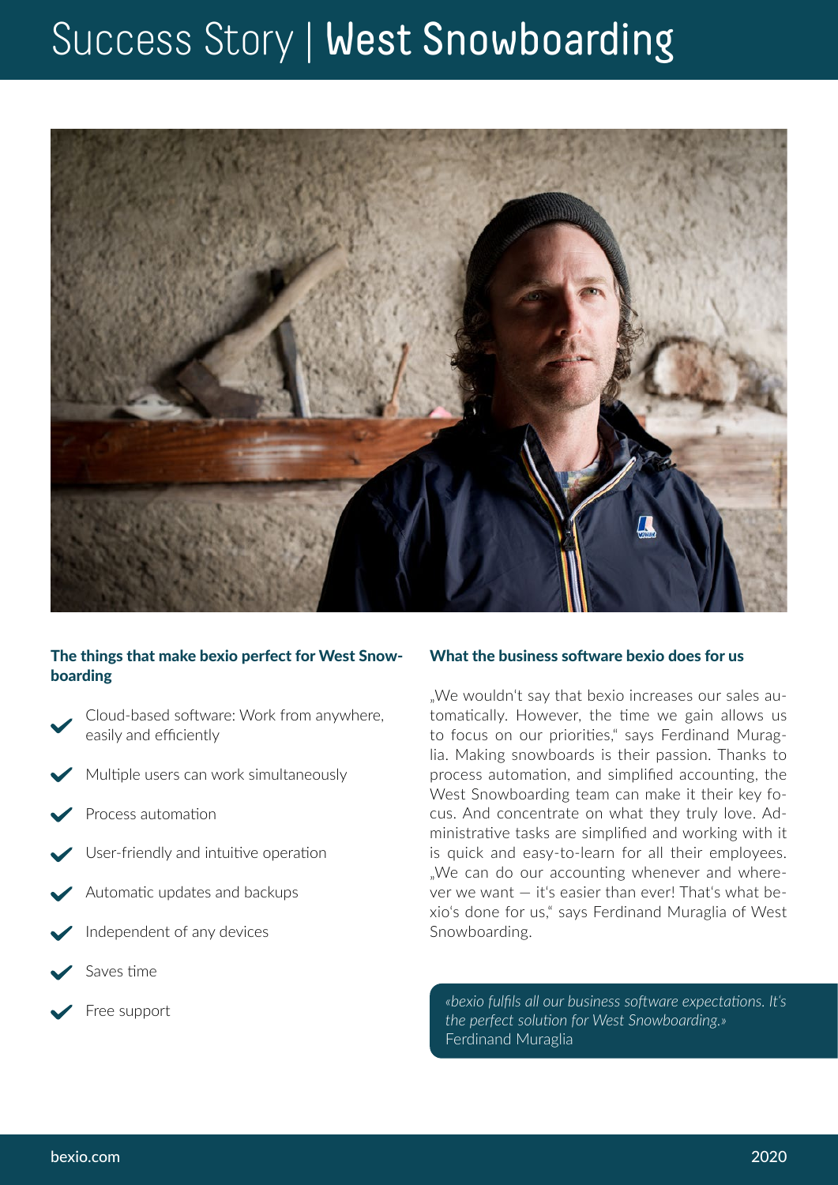# Success Story | West Snowboarding

## The things that make bexio perfect for West Snowboarding

- Cloud-based software: Work from anywhere, easily and efficiently
- Multiple users can work simultaneously
- Process automation
- User-friendly and intuitive operation
- Automatic updates and backups
- Independent of any devices
- Saves time
- Free support

## What the business software bexio does for us

„We wouldn't say that bexio increases our sales automatically. However, the time we gain allows us to focus on our priorities," says Ferdinand Muraglia. Making snowboards is their passion. Thanks to process automation, and simplified accounting, the West Snowboarding team can make it their key focus. And concentrate on what they truly love. Administrative tasks are simplified and working with it is quick and easy-to-learn for all their employees. „We can do our accounting whenever and wherever we want – it's easier than ever! That's what bexio's done for us," says Ferdinand Muraglia of West Snowboarding.

> *«bexio fulfils all our business software expectations. It's the perfect solution for West Snowboarding.»*
> Ferdinand Muraglia

bexio.com

2020